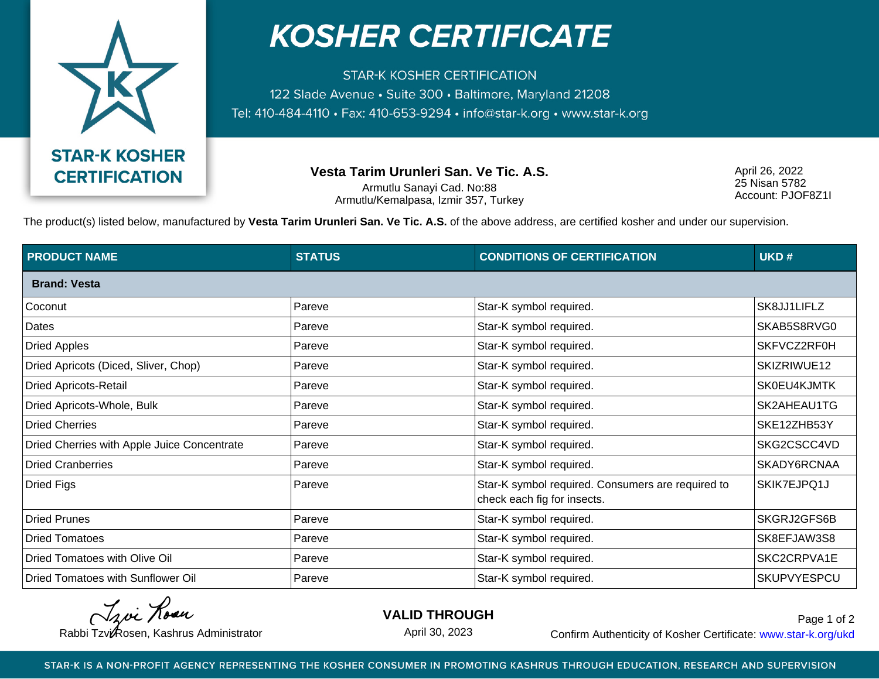# KOSHER CERTIFICATE

STAR-K KOSHER CERTIFICATION
122 Slade Avenue • Suite 300 • Baltimore, Maryland 21208
Tel: 410-484-4110 • Fax: 410-653-9294 • info@star-k.org • www.star-k.org

STAR-K KOSHER CERTIFICATION

**Vesta Tarim Urunleri San. Ve Tic. A.S.**
Armutlu Sanayi Cad. No:88
Armutlu/Kemalpasa, Izmir 357, Turkey

April 26, 2022
25 Nisan 5782
Account: PJOF8Z1I

The product(s) listed below, manufactured by **Vesta Tarim Urunleri San. Ve Tic. A.S.** of the above address, are certified kosher and under our supervision.

| PRODUCT NAME | STATUS | CONDITIONS OF CERTIFICATION | UKD # |
|---|---|---|---|
| **Brand: Vesta** | | | |
| Coconut | Pareve | Star-K symbol required. | SK8JJ1LIFLZ |
| Dates | Pareve | Star-K symbol required. | SKAB5S8RVG0 |
| Dried Apples | Pareve | Star-K symbol required. | SKFVCZ2RF0H |
| Dried Apricots (Diced, Sliver, Chop) | Pareve | Star-K symbol required. | SKIZRIWUE12 |
| Dried Apricots-Retail | Pareve | Star-K symbol required. | SK0EU4KJMTK |
| Dried Apricots-Whole, Bulk | Pareve | Star-K symbol required. | SK2AHEAU1TG |
| Dried Cherries | Pareve | Star-K symbol required. | SKE12ZHB53Y |
| Dried Cherries with Apple Juice Concentrate | Pareve | Star-K symbol required. | SKG2CSCC4VD |
| Dried Cranberries | Pareve | Star-K symbol required. | SKADY6RCNAA |
| Dried Figs | Pareve | Star-K symbol required. Consumers are required to check each fig for insects. | SKIK7EJPQ1J |
| Dried Prunes | Pareve | Star-K symbol required. | SKGRJ2GFS6B |
| Dried Tomatoes | Pareve | Star-K symbol required. | SK8EFJAW3S8 |
| Dried Tomatoes with Olive Oil | Pareve | Star-K symbol required. | SKC2CRPVA1E |
| Dried Tomatoes with Sunflower Oil | Pareve | Star-K symbol required. | SKUPVYESPCU |

Rabbi Tzvi Rosen, Kashrus Administrator

**VALID THROUGH**
April 30, 2023

Confirm Authenticity of Kosher Certificate: www.star-k.org/ukd

STAR-K IS A NON-PROFIT AGENCY REPRESENTING THE KOSHER CONSUMER IN PROMOTING KASHRUS THROUGH EDUCATION, RESEARCH AND SUPERVISION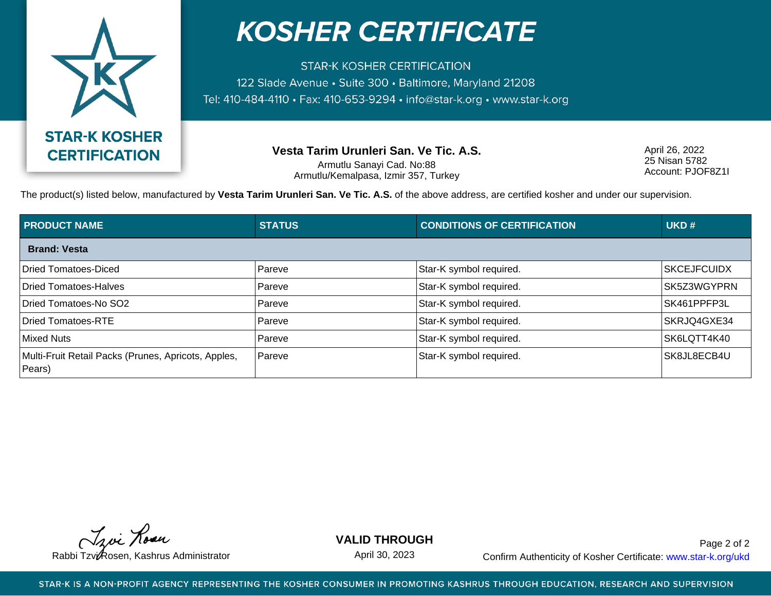# KOSHER CERTIFICATE

STAR-K KOSHER CERTIFICATION
122 Slade Avenue • Suite 300 • Baltimore, Maryland 21208
Tel: 410-484-4110 • Fax: 410-653-9294 • info@star-k.org • www.star-k.org

STAR-K KOSHER CERTIFICATION

**Vesta Tarim Urunleri San. Ve Tic. A.S.**
Armutlu Sanayi Cad. No:88
Armutlu/Kemalpasa, Izmir 357, Turkey

April 26, 2022
25 Nisan 5782
Account: PJOF8Z1I

The product(s) listed below, manufactured by **Vesta Tarim Urunleri San. Ve Tic. A.S.** of the above address, are certified kosher and under our supervision.

| PRODUCT NAME | STATUS | CONDITIONS OF CERTIFICATION | UKD # |
|---|---|---|---|
| **Brand: Vesta** | | | |
| Dried Tomatoes-Diced | Pareve | Star-K symbol required. | SKCEJFCUIDX |
| Dried Tomatoes-Halves | Pareve | Star-K symbol required. | SK5Z3WGYPRN |
| Dried Tomatoes-No SO2 | Pareve | Star-K symbol required. | SK461PPFP3L |
| Dried Tomatoes-RTE | Pareve | Star-K symbol required. | SKRJQ4GXE34 |
| Mixed Nuts | Pareve | Star-K symbol required. | SK6LQTT4K40 |
| Multi-Fruit Retail Packs (Prunes, Apricots, Apples, Pears) | Pareve | Star-K symbol required. | SK8JL8ECB4U |

Rabbi Tzvi Rosen, Kashrus Administrator

**VALID THROUGH**
April 30, 2023

Confirm Authenticity of Kosher Certificate: www.star-k.org/ukd

STAR-K IS A NON-PROFIT AGENCY REPRESENTING THE KOSHER CONSUMER IN PROMOTING KASHRUS THROUGH EDUCATION, RESEARCH AND SUPERVISION